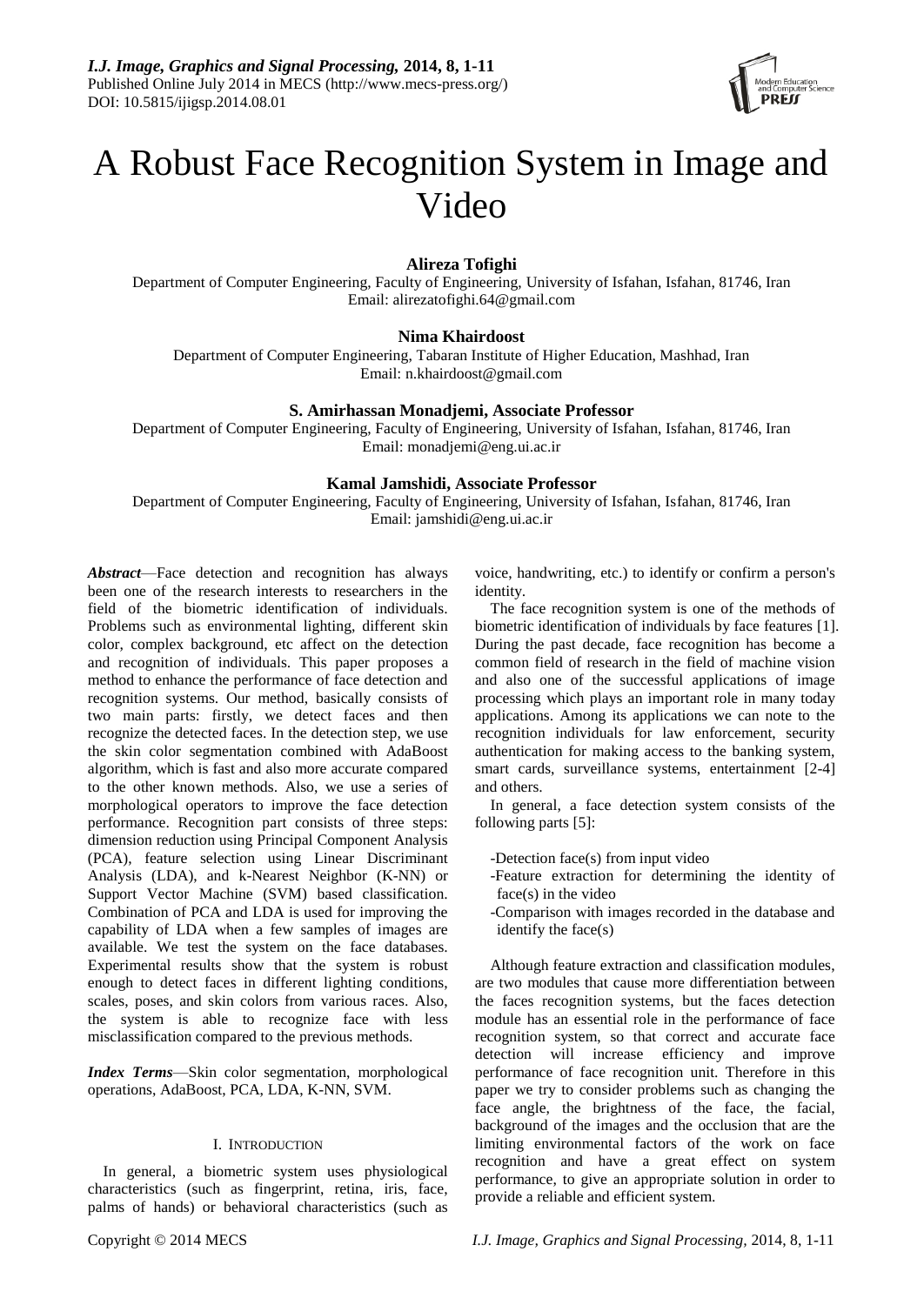# A Robust Face Recognition System in Image and Video

**Alireza Tofighi**
Department of Computer Engineering, Faculty of Engineering, University of Isfahan, Isfahan, 81746, Iran
Email: alirezatofighi.64@gmail.com

**Nima Khairdoost**
Department of Computer Engineering, Tabaran Institute of Higher Education, Mashhad, Iran
Email: n.khairdoost@gmail.com

**S. Amirhassan Monadjemi, Associate Professor**
Department of Computer Engineering, Faculty of Engineering, University of Isfahan, Isfahan, 81746, Iran
Email: monadjemi@eng.ui.ac.ir

**Kamal Jamshidi, Associate Professor**
Department of Computer Engineering, Faculty of Engineering, University of Isfahan, Isfahan, 81746, Iran
Email: jamshidi@eng.ui.ac.ir

***Abstract***—Face detection and recognition has always been one of the research interests to researchers in the field of the biometric identification of individuals. Problems such as environmental lighting, different skin color, complex background, etc affect on the detection and recognition of individuals. This paper proposes a method to enhance the performance of face detection and recognition systems. Our method, basically consists of two main parts: firstly, we detect faces and then recognize the detected faces. In the detection step, we use the skin color segmentation combined with AdaBoost algorithm, which is fast and also more accurate compared to the other known methods. Also, we use a series of morphological operators to improve the face detection performance. Recognition part consists of three steps: dimension reduction using Principal Component Analysis (PCA), feature selection using Linear Discriminant Analysis (LDA), and k-Nearest Neighbor (K-NN) or Support Vector Machine (SVM) based classification. Combination of PCA and LDA is used for improving the capability of LDA when a few samples of images are available. We test the system on the face databases. Experimental results show that the system is robust enough to detect faces in different lighting conditions, scales, poses, and skin colors from various races. Also, the system is able to recognize face with less misclassification compared to the previous methods.

***Index Terms***—Skin color segmentation, morphological operations, AdaBoost, PCA, LDA, K-NN, SVM.

## I. Introduction

In general, a biometric system uses physiological characteristics (such as fingerprint, retina, iris, face, palms of hands) or behavioral characteristics (such as voice, handwriting, etc.) to identify or confirm a person's identity.

The face recognition system is one of the methods of biometric identification of individuals by face features [1]. During the past decade, face recognition has become a common field of research in the field of machine vision and also one of the successful applications of image processing which plays an important role in many today applications. Among its applications we can note to the recognition individuals for law enforcement, security authentication for making access to the banking system, smart cards, surveillance systems, entertainment [2-4] and others.

In general, a face detection system consists of the following parts [5]:

- -Detection face(s) from input video
- -Feature extraction for determining the identity of face(s) in the video
- -Comparison with images recorded in the database and identify the face(s)

Although feature extraction and classification modules, are two modules that cause more differentiation between the faces recognition systems, but the faces detection module has an essential role in the performance of face recognition system, so that correct and accurate face detection will increase efficiency and improve performance of face recognition unit. Therefore in this paper we try to consider problems such as changing the face angle, the brightness of the face, the facial, background of the images and the occlusion that are the limiting environmental factors of the work on face recognition and have a great effect on system performance, to give an appropriate solution in order to provide a reliable and efficient system.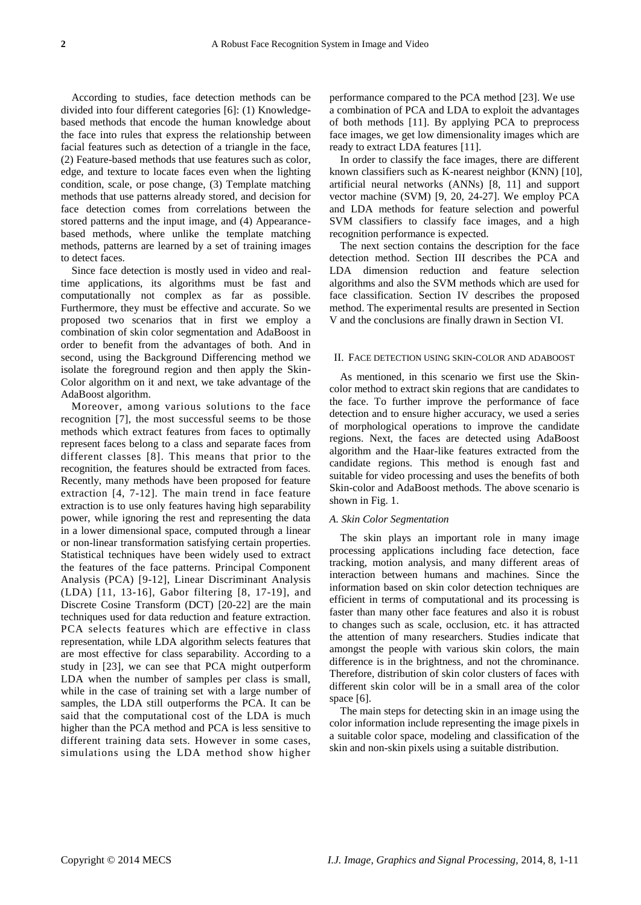According to studies, face detection methods can be divided into four different categories [6]: (1) Knowledge-based methods that encode the human knowledge about the face into rules that express the relationship between facial features such as detection of a triangle in the face, (2) Feature-based methods that use features such as color, edge, and texture to locate faces even when the lighting condition, scale, or pose change, (3) Template matching methods that use patterns already stored, and decision for face detection comes from correlations between the stored patterns and the input image, and (4) Appearance-based methods, where unlike the template matching methods, patterns are learned by a set of training images to detect faces.

Since face detection is mostly used in video and real-time applications, its algorithms must be fast and computationally not complex as far as possible. Furthermore, they must be effective and accurate. So we proposed two scenarios that in first we employ a combination of skin color segmentation and AdaBoost in order to benefit from the advantages of both. And in second, using the Background Differencing method we isolate the foreground region and then apply the Skin-Color algorithm on it and next, we take advantage of the AdaBoost algorithm.

Moreover, among various solutions to the face recognition [7], the most successful seems to be those methods which extract features from faces to optimally represent faces belong to a class and separate faces from different classes [8]. This means that prior to the recognition, the features should be extracted from faces. Recently, many methods have been proposed for feature extraction [4, 7-12]. The main trend in face feature extraction is to use only features having high separability power, while ignoring the rest and representing the data in a lower dimensional space, computed through a linear or non-linear transformation satisfying certain properties. Statistical techniques have been widely used to extract the features of the face patterns. Principal Component Analysis (PCA) [9-12], Linear Discriminant Analysis (LDA) [11, 13-16], Gabor filtering [8, 17-19], and Discrete Cosine Transform (DCT) [20-22] are the main techniques used for data reduction and feature extraction. PCA selects features which are effective in class representation, while LDA algorithm selects features that are most effective for class separability. According to a study in [23], we can see that PCA might outperform LDA when the number of samples per class is small, while in the case of training set with a large number of samples, the LDA still outperforms the PCA. It can be said that the computational cost of the LDA is much higher than the PCA method and PCA is less sensitive to different training data sets. However in some cases, simulations using the LDA method show higher performance compared to the PCA method [23]. We use a combination of PCA and LDA to exploit the advantages of both methods [11]. By applying PCA to preprocess face images, we get low dimensionality images which are ready to extract LDA features [11].

In order to classify the face images, there are different known classifiers such as K-nearest neighbor (KNN) [10], artificial neural networks (ANNs) [8, 11] and support vector machine (SVM) [9, 20, 24-27]. We employ PCA and LDA methods for feature selection and powerful SVM classifiers to classify face images, and a high recognition performance is expected.

The next section contains the description for the face detection method. Section III describes the PCA and LDA dimension reduction and feature selection algorithms and also the SVM methods which are used for face classification. Section IV describes the proposed method. The experimental results are presented in Section V and the conclusions are finally drawn in Section VI.

## II. Face Detection Using Skin-Color and AdaBoost

As mentioned, in this scenario we first use the Skin-color method to extract skin regions that are candidates to the face. To further improve the performance of face detection and to ensure higher accuracy, we used a series of morphological operations to improve the candidate regions. Next, the faces are detected using AdaBoost algorithm and the Haar-like features extracted from the candidate regions. This method is enough fast and suitable for video processing and uses the benefits of both Skin-color and AdaBoost methods. The above scenario is shown in Fig. 1.

### *A. Skin Color Segmentation*

The skin plays an important role in many image processing applications including face detection, face tracking, motion analysis, and many different areas of interaction between humans and machines. Since the information based on skin color detection techniques are efficient in terms of computational and its processing is faster than many other face features and also it is robust to changes such as scale, occlusion, etc. it has attracted the attention of many researchers. Studies indicate that amongst the people with various skin colors, the main difference is in the brightness, and not the chrominance. Therefore, distribution of skin color clusters of faces with different skin color will be in a small area of the color space [6].

The main steps for detecting skin in an image using the color information include representing the image pixels in a suitable color space, modeling and classification of the skin and non-skin pixels using a suitable distribution.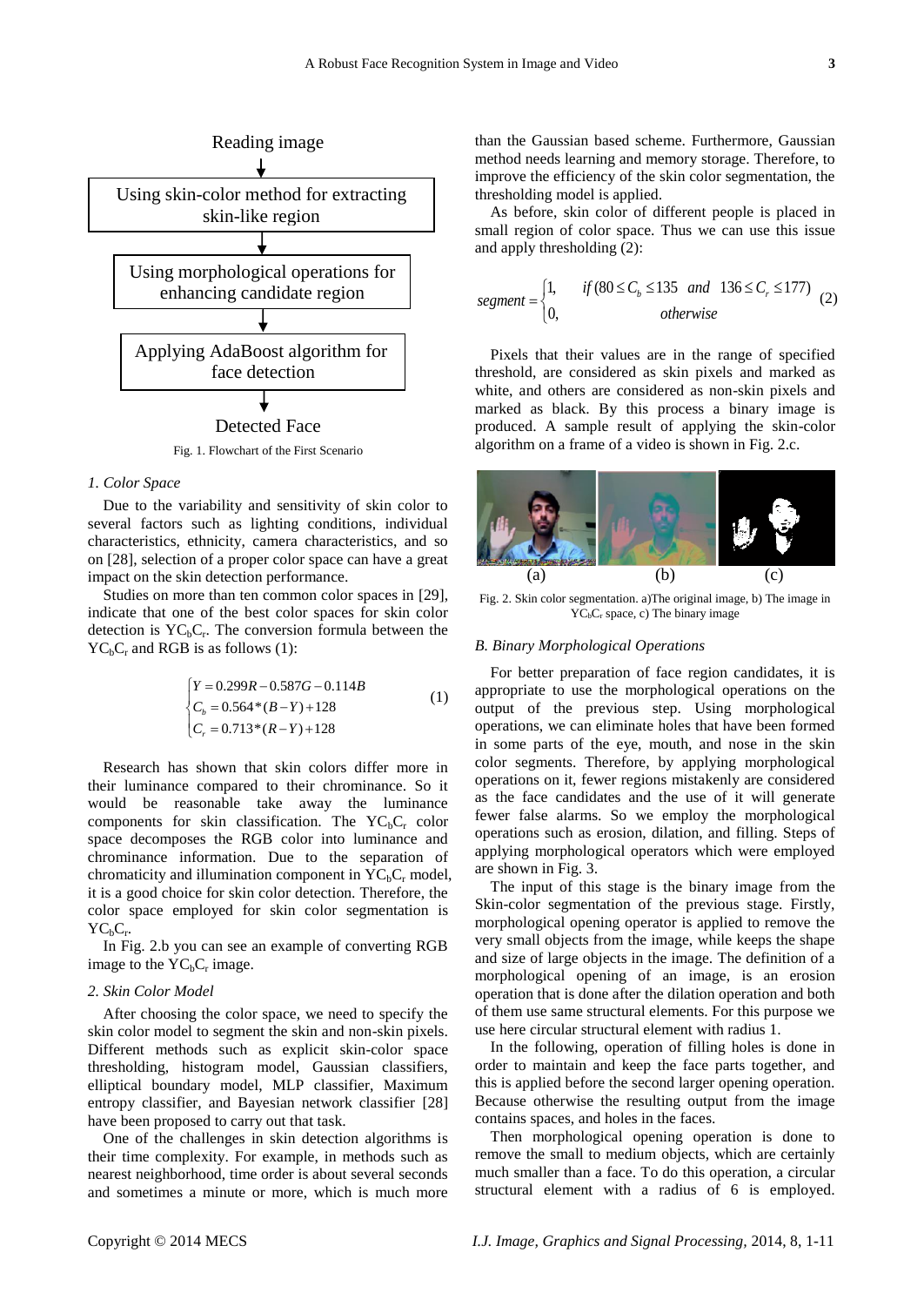Reading image

Using skin-color method for extracting skin-like region

Using morphological operations for enhancing candidate region

Applying AdaBoost algorithm for face detection

Detected Face

Fig. 1. Flowchart of the First Scenario

*1. Color Space*

Due to the variability and sensitivity of skin color to several factors such as lighting conditions, individual characteristics, ethnicity, camera characteristics, and so on [28], selection of a proper color space can have a great impact on the skin detection performance.

Studies on more than ten common color spaces in [29], indicate that one of the best color spaces for skin color detection is $YC_bC_r$. The conversion formula between the $YC_bC_r$ and RGB is as follows (1):

$$\begin{cases} Y = 0.299R - 0.587G - 0.114B \\ C_b = 0.564*(B-Y)+128 \\ C_r = 0.713*(R-Y)+128 \end{cases} \tag{1}$$

Research has shown that skin colors differ more in their luminance compared to their chrominance. So it would be reasonable take away the luminance components for skin classification. The $YC_bC_r$ color space decomposes the RGB color into luminance and chrominance information. Due to the separation of chromaticity and illumination component in $YC_bC_r$ model, it is a good choice for skin color detection. Therefore, the color space employed for skin color segmentation is $YC_bC_r$.

In Fig. 2.b you can see an example of converting RGB image to the $YC_bC_r$ image.

*2. Skin Color Model*

After choosing the color space, we need to specify the skin color model to segment the skin and non-skin pixels. Different methods such as explicit skin-color space thresholding, histogram model, Gaussian classifiers, elliptical boundary model, MLP classifier, Maximum entropy classifier, and Bayesian network classifier [28] have been proposed to carry out that task.

One of the challenges in skin detection algorithms is their time complexity. For example, in methods such as nearest neighborhood, time order is about several seconds and sometimes a minute or more, which is much more than the Gaussian based scheme. Furthermore, Gaussian method needs learning and memory storage. Therefore, to improve the efficiency of the skin color segmentation, the thresholding model is applied.

As before, skin color of different people is placed in small region of color space. Thus we can use this issue and apply thresholding (2):

$$segment = \begin{cases} 1, & if\,(80 \le C_b \le 135 \;\; and \;\; 136 \le C_r \le 177) \\ 0, & otherwise \end{cases} \tag{2}$$

Pixels that their values are in the range of specified threshold, are considered as skin pixels and marked as white, and others are considered as non-skin pixels and marked as black. By this process a binary image is produced. A sample result of applying the skin-color algorithm on a frame of a video is shown in Fig. 2.c.

(a) (b) (c)

Fig. 2. Skin color segmentation. a)The original image, b) The image in $YC_bC_r$ space, c) The binary image

*B. Binary Morphological Operations*

For better preparation of face region candidates, it is appropriate to use the morphological operations on the output of the previous step. Using morphological operations, we can eliminate holes that have been formed in some parts of the eye, mouth, and nose in the skin color segments. Therefore, by applying morphological operations on it, fewer regions mistakenly are considered as the face candidates and the use of it will generate fewer false alarms. So we employ the morphological operations such as erosion, dilation, and filling. Steps of applying morphological operators which were employed are shown in Fig. 3.

The input of this stage is the binary image from the Skin-color segmentation of the previous stage. Firstly, morphological opening operator is applied to remove the very small objects from the image, while keeps the shape and size of large objects in the image. The definition of a morphological opening of an image, is an erosion operation that is done after the dilation operation and both of them use same structural elements. For this purpose we use here circular structural element with radius 1.

In the following, operation of filling holes is done in order to maintain and keep the face parts together, and this is applied before the second larger opening operation. Because otherwise the resulting output from the image contains spaces, and holes in the faces.

Then morphological opening operation is done to remove the small to medium objects, which are certainly much smaller than a face. To do this operation, a circular structural element with a radius of 6 is employed.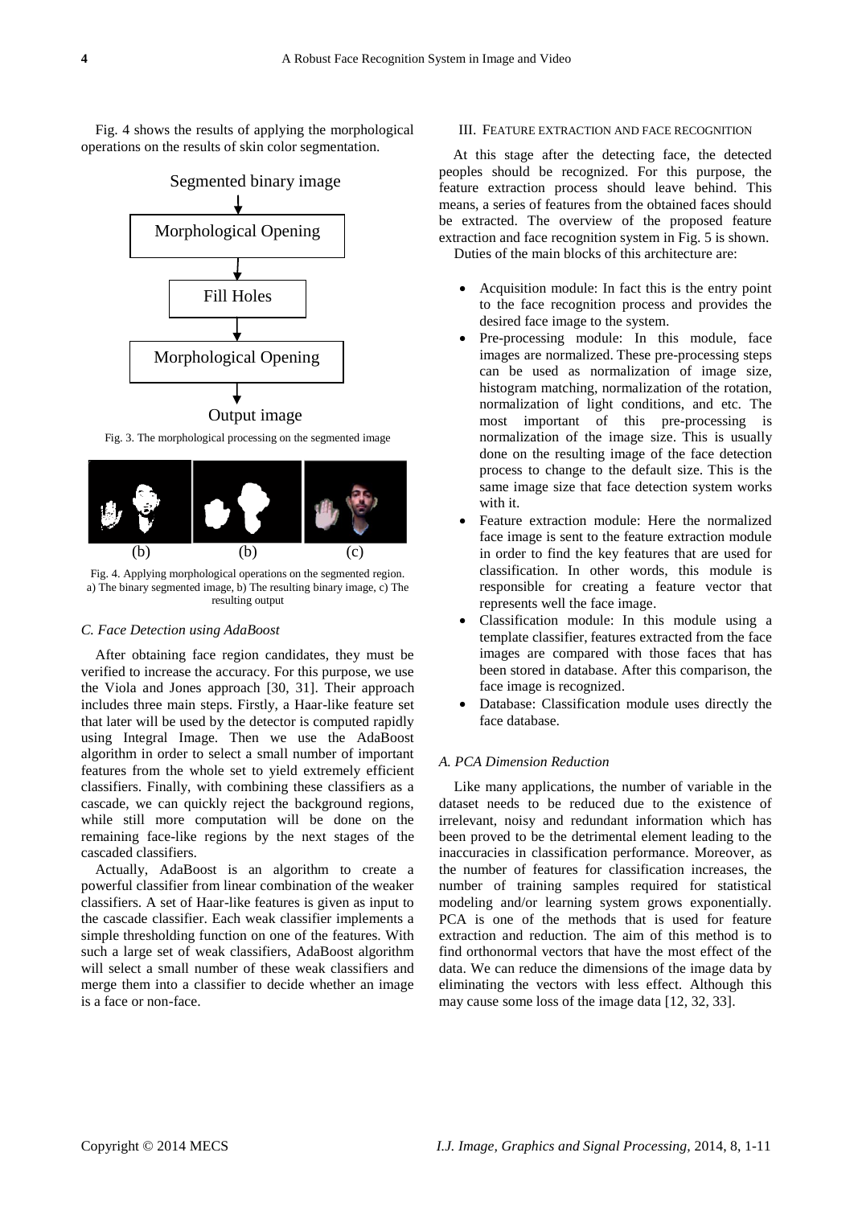Fig. 4 shows the results of applying the morphological operations on the results of skin color segmentation.

Segmented binary image → Morphological Opening → Fill Holes → Morphological Opening → Output image

Fig. 3. The morphological processing on the segmented image

(b) (b) (c)

Fig. 4. Applying morphological operations on the segmented region. a) The binary segmented image, b) The resulting binary image, c) The resulting output

### *C. Face Detection using AdaBoost*

After obtaining face region candidates, they must be verified to increase the accuracy. For this purpose, we use the Viola and Jones approach [30, 31]. Their approach includes three main steps. Firstly, a Haar-like feature set that later will be used by the detector is computed rapidly using Integral Image. Then we use the AdaBoost algorithm in order to select a small number of important features from the whole set to yield extremely efficient classifiers. Finally, with combining these classifiers as a cascade, we can quickly reject the background regions, while still more computation will be done on the remaining face-like regions by the next stages of the cascaded classifiers.

Actually, AdaBoost is an algorithm to create a powerful classifier from linear combination of the weaker classifiers. A set of Haar-like features is given as input to the cascade classifier. Each weak classifier implements a simple thresholding function on one of the features. With such a large set of weak classifiers, AdaBoost algorithm will select a small number of these weak classifiers and merge them into a classifier to decide whether an image is a face or non-face.

## III. Feature Extraction and Face Recognition

At this stage after the detecting face, the detected peoples should be recognized. For this purpose, the feature extraction process should leave behind. This means, a series of features from the obtained faces should be extracted. The overview of the proposed feature extraction and face recognition system in Fig. 5 is shown.

Duties of the main blocks of this architecture are:

- Acquisition module: In fact this is the entry point to the face recognition process and provides the desired face image to the system.
- Pre-processing module: In this module, face images are normalized. These pre-processing steps can be used as normalization of image size, histogram matching, normalization of the rotation, normalization of light conditions, and etc. The most important of this pre-processing is normalization of the image size. This is usually done on the resulting image of the face detection process to change to the default size. This is the same image size that face detection system works with it.
- Feature extraction module: Here the normalized face image is sent to the feature extraction module in order to find the key features that are used for classification. In other words, this module is responsible for creating a feature vector that represents well the face image.
- Classification module: In this module using a template classifier, features extracted from the face images are compared with those faces that has been stored in database. After this comparison, the face image is recognized.
- Database: Classification module uses directly the face database.

### *A. PCA Dimension Reduction*

Like many applications, the number of variable in the dataset needs to be reduced due to the existence of irrelevant, noisy and redundant information which has been proved to be the detrimental element leading to the inaccuracies in classification performance. Moreover, as the number of features for classification increases, the number of training samples required for statistical modeling and/or learning system grows exponentially. PCA is one of the methods that is used for feature extraction and reduction. The aim of this method is to find orthonormal vectors that have the most effect of the data. We can reduce the dimensions of the image data by eliminating the vectors with less effect. Although this may cause some loss of the image data [12, 32, 33].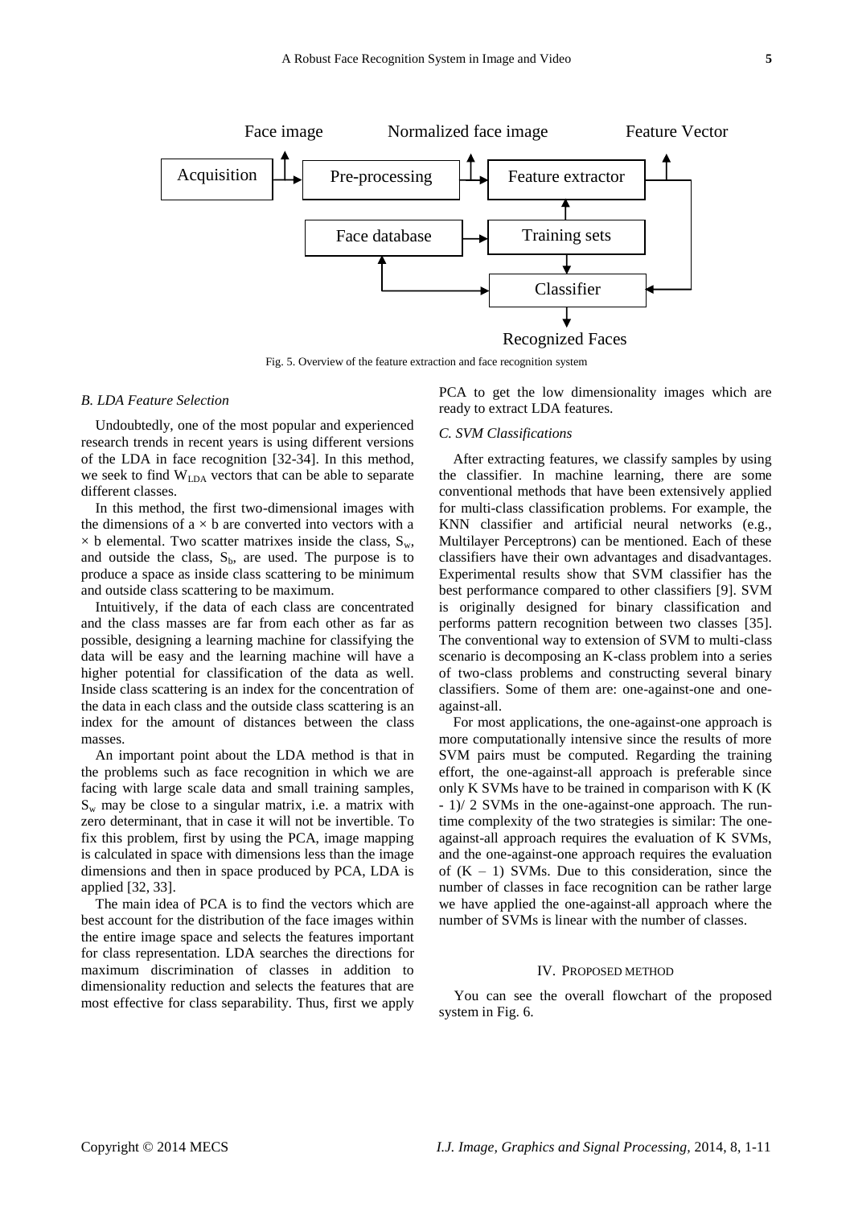Fig. 5. Overview of the feature extraction and face recognition system

### B. LDA Feature Selection

Undoubtedly, one of the most popular and experienced research trends in recent years is using different versions of the LDA in face recognition [32-34]. In this method, we seek to find $W_{LDA}$ vectors that can be able to separate different classes.

In this method, the first two-dimensional images with the dimensions of $a \times b$ are converted into vectors with a $\times$ b elemental. Two scatter matrixes inside the class, $S_w$, and outside the class, $S_b$, are used. The purpose is to produce a space as inside class scattering to be minimum and outside class scattering to be maximum.

Intuitively, if the data of each class are concentrated and the class masses are far from each other as far as possible, designing a learning machine for classifying the data will be easy and the learning machine will have a higher potential for classification of the data as well. Inside class scattering is an index for the concentration of the data in each class and the outside class scattering is an index for the amount of distances between the class masses.

An important point about the LDA method is that in the problems such as face recognition in which we are facing with large scale data and small training samples, $S_w$ may be close to a singular matrix, i.e. a matrix with zero determinant, that in case it will not be invertible. To fix this problem, first by using the PCA, image mapping is calculated in space with dimensions less than the image dimensions and then in space produced by PCA, LDA is applied [32, 33].

The main idea of PCA is to find the vectors which are best account for the distribution of the face images within the entire image space and selects the features important for class representation. LDA searches the directions for maximum discrimination of classes in addition to dimensionality reduction and selects the features that are most effective for class separability. Thus, first we apply PCA to get the low dimensionality images which are ready to extract LDA features.

### C. SVM Classifications

After extracting features, we classify samples by using the classifier. In machine learning, there are some conventional methods that have been extensively applied for multi-class classification problems. For example, the KNN classifier and artificial neural networks (e.g., Multilayer Perceptrons) can be mentioned. Each of these classifiers have their own advantages and disadvantages. Experimental results show that SVM classifier has the best performance compared to other classifiers [9]. SVM is originally designed for binary classification and performs pattern recognition between two classes [35]. The conventional way to extension of SVM to multi-class scenario is decomposing an K-class problem into a series of two-class problems and constructing several binary classifiers. Some of them are: one-against-one and one-against-all.

For most applications, the one-against-one approach is more computationally intensive since the results of more SVM pairs must be computed. Regarding the training effort, the one-against-all approach is preferable since only K SVMs have to be trained in comparison with K (K - 1)/ 2 SVMs in the one-against-one approach. The run-time complexity of the two strategies is similar: The one-against-all approach requires the evaluation of K SVMs, and the one-against-one approach requires the evaluation of $(K - 1)$ SVMs. Due to this consideration, since the number of classes in face recognition can be rather large we have applied the one-against-all approach where the number of SVMs is linear with the number of classes.

## IV. Proposed Method

You can see the overall flowchart of the proposed system in Fig. 6.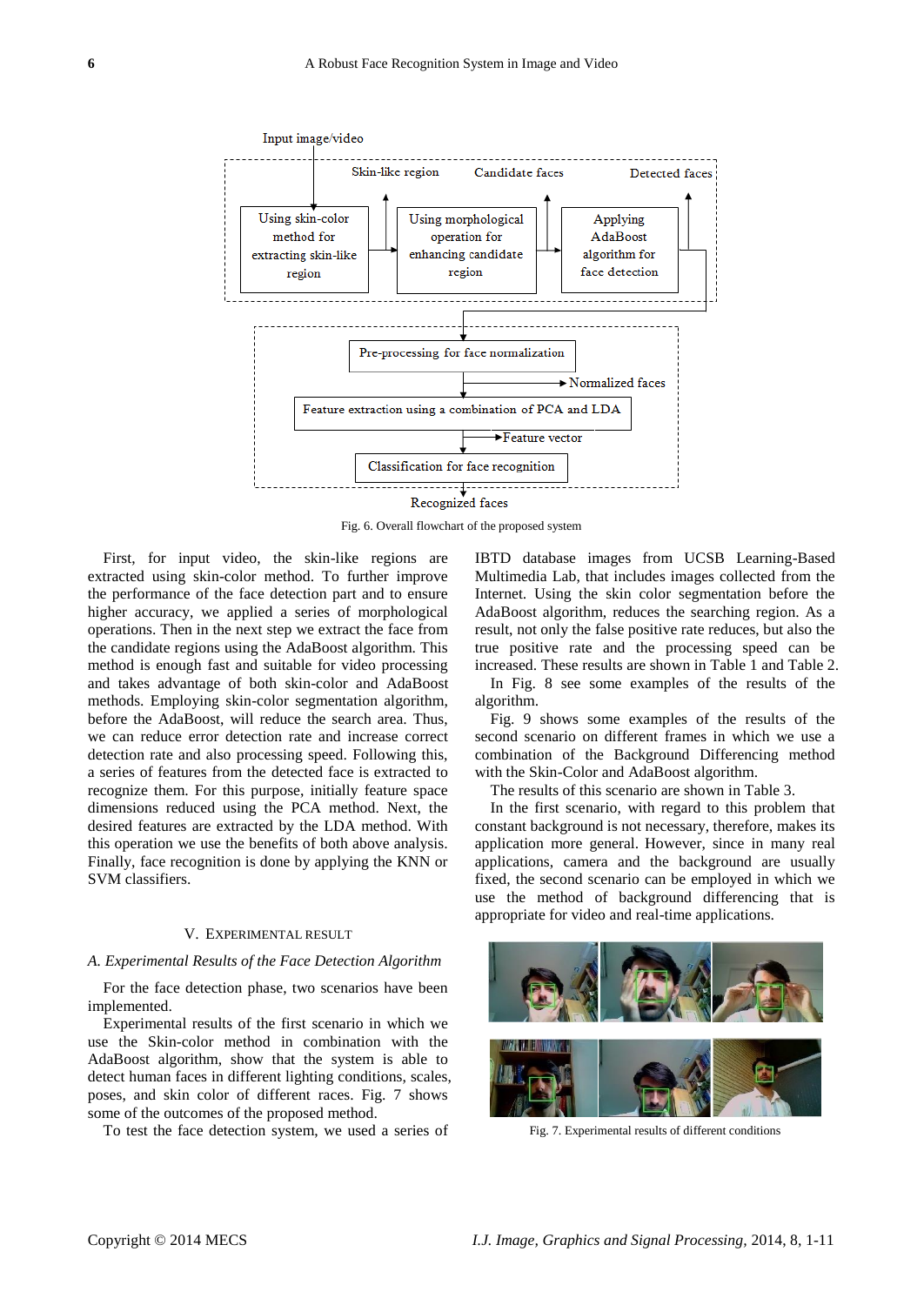Fig. 6. Overall flowchart of the proposed system

First, for input video, the skin-like regions are extracted using skin-color method. To further improve the performance of the face detection part and to ensure higher accuracy, we applied a series of morphological operations. Then in the next step we extract the face from the candidate regions using the AdaBoost algorithm. This method is enough fast and suitable for video processing and takes advantage of both skin-color and AdaBoost methods. Employing skin-color segmentation algorithm, before the AdaBoost, will reduce the search area. Thus, we can reduce error detection rate and increase correct detection rate and also processing speed. Following this, a series of features from the detected face is extracted to recognize them. For this purpose, initially feature space dimensions reduced using the PCA method. Next, the desired features are extracted by the LDA method. With this operation we use the benefits of both above analysis. Finally, face recognition is done by applying the KNN or SVM classifiers.

## V. Experimental Result

### *A. Experimental Results of the Face Detection Algorithm*

For the face detection phase, two scenarios have been implemented.

Experimental results of the first scenario in which we use the Skin-color method in combination with the AdaBoost algorithm, show that the system is able to detect human faces in different lighting conditions, scales, poses, and skin color of different races. Fig. 7 shows some of the outcomes of the proposed method.

To test the face detection system, we used a series of IBTD database images from UCSB Learning-Based Multimedia Lab, that includes images collected from the Internet. Using the skin color segmentation before the AdaBoost algorithm, reduces the searching region. As a result, not only the false positive rate reduces, but also the true positive rate and the processing speed can be increased. These results are shown in Table 1 and Table 2.

In Fig. 8 see some examples of the results of the algorithm.

Fig. 9 shows some examples of the results of the second scenario on different frames in which we use a combination of the Background Differencing method with the Skin-Color and AdaBoost algorithm.

The results of this scenario are shown in Table 3.

In the first scenario, with regard to this problem that constant background is not necessary, therefore, makes its application more general. However, since in many real applications, camera and the background are usually fixed, the second scenario can be employed in which we use the method of background differencing that is appropriate for video and real-time applications.

Fig. 7. Experimental results of different conditions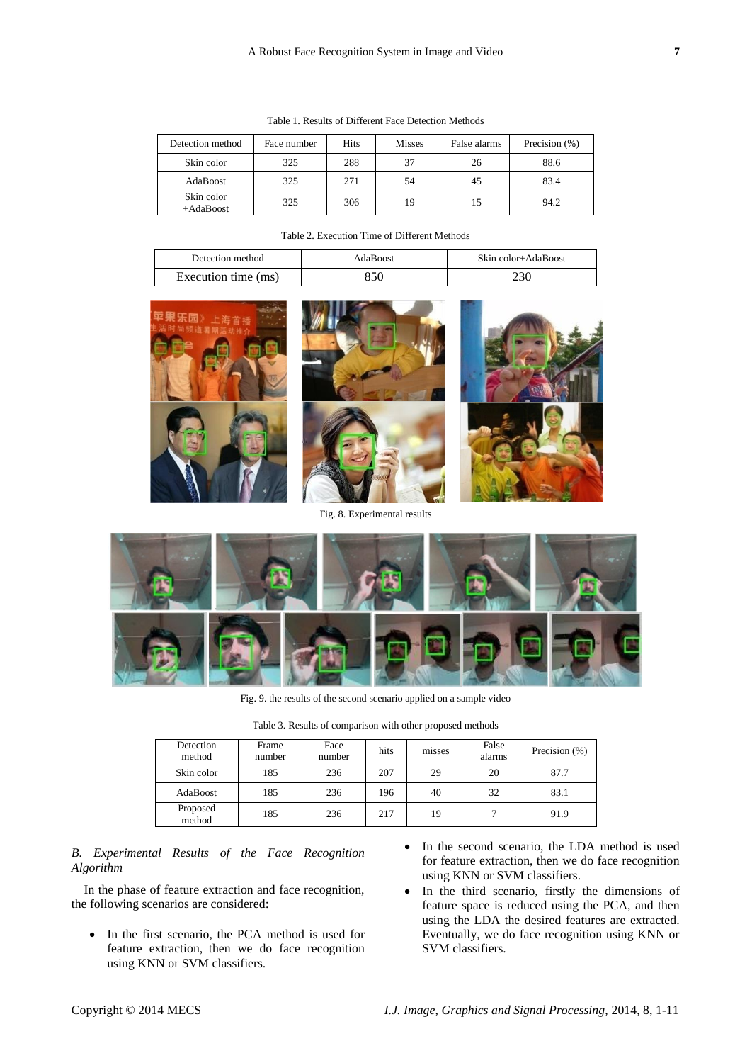Table 1. Results of Different Face Detection Methods

| Detection method | Face number | Hits | Misses | False alarms | Precision (%) |
|---|---|---|---|---|---|
| Skin color | 325 | 288 | 37 | 26 | 88.6 |
| AdaBoost | 325 | 271 | 54 | 45 | 83.4 |
| Skin color +AdaBoost | 325 | 306 | 19 | 15 | 94.2 |

Table 2. Execution Time of Different Methods

| Detection method | AdaBoost | Skin color+AdaBoost |
|---|---|---|
| Execution time (ms) | 850 | 230 |

Fig. 8. Experimental results

Fig. 9. the results of the second scenario applied on a sample video

Table 3. Results of comparison with other proposed methods

| Detection method | Frame number | Face number | hits | misses | False alarms | Precision (%) |
|---|---|---|---|---|---|---|
| Skin color | 185 | 236 | 207 | 29 | 20 | 87.7 |
| AdaBoost | 185 | 236 | 196 | 40 | 32 | 83.1 |
| Proposed method | 185 | 236 | 217 | 19 | 7 | 91.9 |

### *B. Experimental Results of the Face Recognition Algorithm*

In the phase of feature extraction and face recognition, the following scenarios are considered:

- In the first scenario, the PCA method is used for feature extraction, then we do face recognition using KNN or SVM classifiers.
- In the second scenario, the LDA method is used for feature extraction, then we do face recognition using KNN or SVM classifiers.
- In the third scenario, firstly the dimensions of feature space is reduced using the PCA, and then using the LDA the desired features are extracted. Eventually, we do face recognition using KNN or SVM classifiers.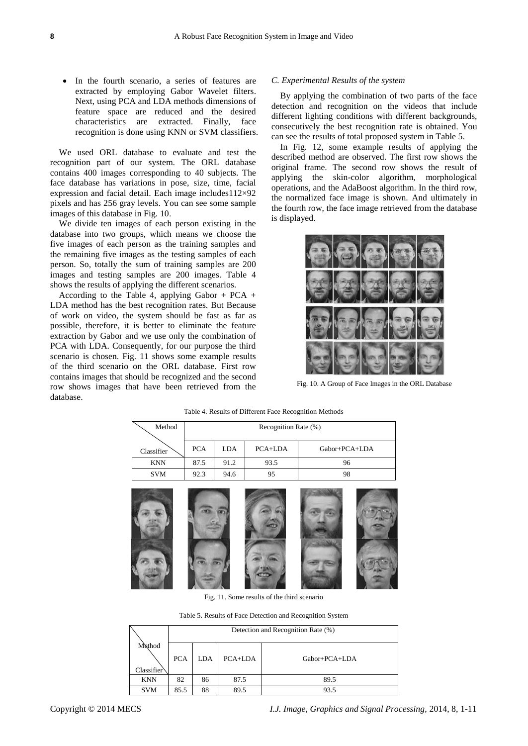- In the fourth scenario, a series of features are extracted by employing Gabor Wavelet filters. Next, using PCA and LDA methods dimensions of feature space are reduced and the desired characteristics are extracted. Finally, face recognition is done using KNN or SVM classifiers.

We used ORL database to evaluate and test the recognition part of our system. The ORL database contains 400 images corresponding to 40 subjects. The face database has variations in pose, size, time, facial expression and facial detail. Each image includes112×92 pixels and has 256 gray levels. You can see some sample images of this database in Fig. 10.

We divide ten images of each person existing in the database into two groups, which means we choose the five images of each person as the training samples and the remaining five images as the testing samples of each person. So, totally the sum of training samples are 200 images and testing samples are 200 images. Table 4 shows the results of applying the different scenarios.

According to the Table 4, applying Gabor + PCA + LDA method has the best recognition rates. But Because of work on video, the system should be fast as far as possible, therefore, it is better to eliminate the feature extraction by Gabor and we use only the combination of PCA with LDA. Consequently, for our purpose the third scenario is chosen. Fig. 11 shows some example results of the third scenario on the ORL database. First row contains images that should be recognized and the second row shows images that have been retrieved from the database.

### *C. Experimental Results of the system*

By applying the combination of two parts of the face detection and recognition on the videos that include different lighting conditions with different backgrounds, consecutively the best recognition rate is obtained. You can see the results of total proposed system in Table 5.

In Fig. 12, some example results of applying the described method are observed. The first row shows the original frame. The second row shows the result of applying the skin-color algorithm, morphological operations, and the AdaBoost algorithm. In the third row, the normalized face image is shown. And ultimately in the fourth row, the face image retrieved from the database is displayed.

Fig. 10. A Group of Face Images in the ORL Database

Table 4. Results of Different Face Recognition Methods

| Method / Classifier | Recognition Rate (%) | | | |
|---|---|---|---|---|
| | PCA | LDA | PCA+LDA | Gabor+PCA+LDA |
| KNN | 87.5 | 91.2 | 93.5 | 96 |
| SVM | 92.3 | 94.6 | 95 | 98 |

Fig. 11. Some results of the third scenario

Table 5. Results of Face Detection and Recognition System

| Method / Classifier | Detection and Recognition Rate (%) | | | |
|---|---|---|---|---|
| | PCA | LDA | PCA+LDA | Gabor+PCA+LDA |
| KNN | 82 | 86 | 87.5 | 89.5 |
| SVM | 85.5 | 88 | 89.5 | 93.5 |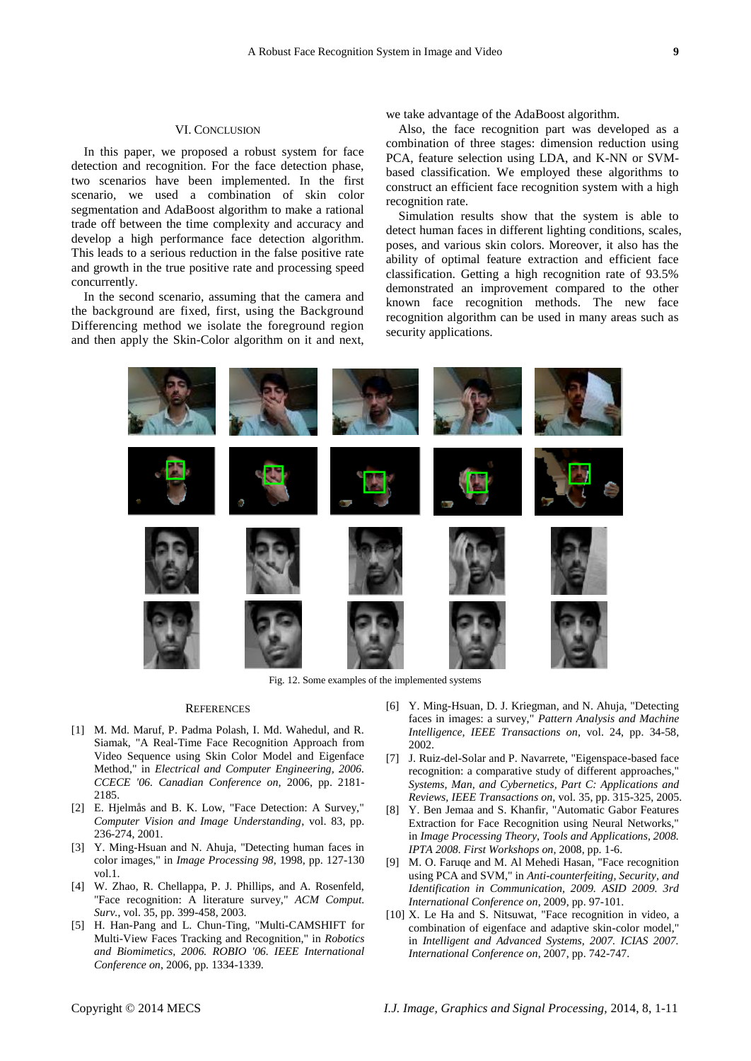## VI. Conclusion

In this paper, we proposed a robust system for face detection and recognition. For the face detection phase, two scenarios have been implemented. In the first scenario, we used a combination of skin color segmentation and AdaBoost algorithm to make a rational trade off between the time complexity and accuracy and develop a high performance face detection algorithm. This leads to a serious reduction in the false positive rate and growth in the true positive rate and processing speed concurrently.

In the second scenario, assuming that the camera and the background are fixed, first, using the Background Differencing method we isolate the foreground region and then apply the Skin-Color algorithm on it and next, we take advantage of the AdaBoost algorithm.

Also, the face recognition part was developed as a combination of three stages: dimension reduction using PCA, feature selection using LDA, and K-NN or SVM-based classification. We employed these algorithms to construct an efficient face recognition system with a high recognition rate.

Simulation results show that the system is able to detect human faces in different lighting conditions, scales, poses, and various skin colors. Moreover, it also has the ability of optimal feature extraction and efficient face classification. Getting a high recognition rate of 93.5% demonstrated an improvement compared to the other known face recognition methods. The new face recognition algorithm can be used in many areas such as security applications.

Fig. 12. Some examples of the implemented systems

## References

[1] M. Md. Maruf, P. Padma Polash, I. Md. Wahedul, and R. Siamak, "A Real-Time Face Recognition Approach from Video Sequence using Skin Color Model and Eigenface Method," in *Electrical and Computer Engineering, 2006. CCECE '06. Canadian Conference on,* 2006, pp. 2181-2185.

[2] E. Hjelmås and B. K. Low, "Face Detection: A Survey," *Computer Vision and Image Understanding*, vol. 83, pp. 236-274, 2001.

[3] Y. Ming-Hsuan and N. Ahuja, "Detecting human faces in color images," in *Image Processing 98,* 1998, pp. 127-130 vol.1.

[4] W. Zhao, R. Chellappa, P. J. Phillips, and A. Rosenfeld, "Face recognition: A literature survey," *ACM Comput. Surv.,* vol. 35, pp. 399-458, 2003.

[5] H. Han-Pang and L. Chun-Ting, "Multi-CAMSHIFT for Multi-View Faces Tracking and Recognition," in *Robotics and Biomimetics, 2006. ROBIO '06. IEEE International Conference on,* 2006, pp. 1334-1339.

[6] Y. Ming-Hsuan, D. J. Kriegman, and N. Ahuja, "Detecting faces in images: a survey," *Pattern Analysis and Machine Intelligence, IEEE Transactions on,* vol. 24, pp. 34-58, 2002.

[7] J. Ruiz-del-Solar and P. Navarrete, "Eigenspace-based face recognition: a comparative study of different approaches," *Systems, Man, and Cybernetics, Part C: Applications and Reviews, IEEE Transactions on*, vol. 35, pp. 315-325, 2005.

[8] Y. Ben Jemaa and S. Khanfir, "Automatic Gabor Features Extraction for Face Recognition using Neural Networks," in *Image Processing Theory, Tools and Applications, 2008. IPTA 2008. First Workshops on*, 2008, pp. 1-6.

[9] M. O. Faruqe and M. Al Mehedi Hasan, "Face recognition using PCA and SVM," in *Anti-counterfeiting, Security, and Identification in Communication, 2009. ASID 2009. 3rd International Conference on,* 2009, pp. 97-101.

[10] X. Le Ha and S. Nitsuwat, "Face recognition in video, a combination of eigenface and adaptive skin-color model," in *Intelligent and Advanced Systems, 2007. ICIAS 2007. International Conference on*, 2007, pp. 742-747.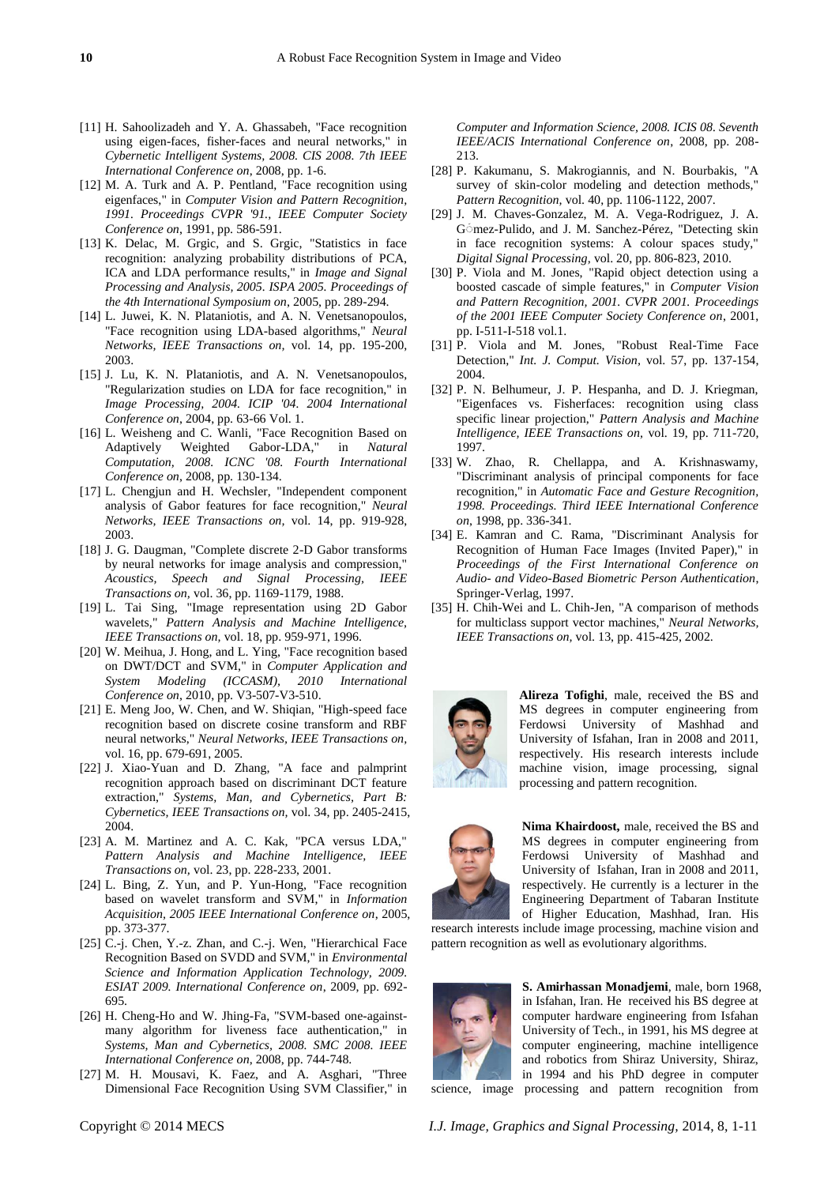[11] H. Sahoolizadeh and Y. A. Ghassabeh, "Face recognition using eigen-faces, fisher-faces and neural networks," in *Cybernetic Intelligent Systems, 2008. CIS 2008. 7th IEEE International Conference on*, 2008, pp. 1-6.

[12] M. A. Turk and A. P. Pentland, "Face recognition using eigenfaces," in *Computer Vision and Pattern Recognition, 1991. Proceedings CVPR '91., IEEE Computer Society Conference on*, 1991, pp. 586-591.

[13] K. Delac, M. Grgic, and S. Grgic, "Statistics in face recognition: analyzing probability distributions of PCA, ICA and LDA performance results," in *Image and Signal Processing and Analysis, 2005. ISPA 2005. Proceedings of the 4th International Symposium on*, 2005, pp. 289-294.

[14] L. Juwei, K. N. Plataniotis, and A. N. Venetsanopoulos, "Face recognition using LDA-based algorithms," *Neural Networks, IEEE Transactions on*, vol. 14, pp. 195-200, 2003.

[15] J. Lu, K. N. Plataniotis, and A. N. Venetsanopoulos, "Regularization studies on LDA for face recognition," in *Image Processing, 2004. ICIP '04. 2004 International Conference on*, 2004, pp. 63-66 Vol. 1.

[16] L. Weisheng and C. Wanli, "Face Recognition Based on Adaptively Weighted Gabor-LDA," in *Natural Computation, 2008. ICNC '08. Fourth International Conference on*, 2008, pp. 130-134.

[17] L. Chengjun and H. Wechsler, "Independent component analysis of Gabor features for face recognition," *Neural Networks, IEEE Transactions on*, vol. 14, pp. 919-928, 2003.

[18] J. G. Daugman, "Complete discrete 2-D Gabor transforms by neural networks for image analysis and compression," *Acoustics, Speech and Signal Processing, IEEE Transactions on*, vol. 36, pp. 1169-1179, 1988.

[19] L. Tai Sing, "Image representation using 2D Gabor wavelets," *Pattern Analysis and Machine Intelligence, IEEE Transactions on*, vol. 18, pp. 959-971, 1996.

[20] W. Meihua, J. Hong, and L. Ying, "Face recognition based on DWT/DCT and SVM," in *Computer Application and System Modeling (ICCASM), 2010 International Conference on*, 2010, pp. V3-507-V3-510.

[21] E. Meng Joo, W. Chen, and W. Shiqian, "High-speed face recognition based on discrete cosine transform and RBF neural networks," *Neural Networks, IEEE Transactions on*, vol. 16, pp. 679-691, 2005.

[22] J. Xiao-Yuan and D. Zhang, "A face and palmprint recognition approach based on discriminant DCT feature extraction," *Systems, Man, and Cybernetics, Part B: Cybernetics, IEEE Transactions on*, vol. 34, pp. 2405-2415, 2004.

[23] A. M. Martinez and A. C. Kak, "PCA versus LDA," *Pattern Analysis and Machine Intelligence, IEEE Transactions on*, vol. 23, pp. 228-233, 2001.

[24] L. Bing, Z. Yun, and P. Yun-Hong, "Face recognition based on wavelet transform and SVM," in *Information Acquisition, 2005 IEEE International Conference on*, 2005, pp. 373-377.

[25] C.-j. Chen, Y.-z. Zhan, and C.-j. Wen, "Hierarchical Face Recognition Based on SVDD and SVM," in *Environmental Science and Information Application Technology, 2009. ESIAT 2009. International Conference on*, 2009, pp. 692-695.

[26] H. Cheng-Ho and W. Jhing-Fa, "SVM-based one-against-many algorithm for liveness face authentication," in *Systems, Man and Cybernetics, 2008. SMC 2008. IEEE International Conference on*, 2008, pp. 744-748.

[27] M. H. Mousavi, K. Faez, and A. Asghari, "Three Dimensional Face Recognition Using SVM Classifier," in *Computer and Information Science, 2008. ICIS 08. Seventh IEEE/ACIS International Conference on*, 2008, pp. 208-213.

[28] P. Kakumanu, S. Makrogiannis, and N. Bourbakis, "A survey of skin-color modeling and detection methods," *Pattern Recognition*, vol. 40, pp. 1106-1122, 2007.

[29] J. M. Chaves-Gonzalez, M. A. Vega-Rodriguez, J. A. Gómez-Pulido, and J. M. Sanchez-Pérez, "Detecting skin in face recognition systems: A colour spaces study," *Digital Signal Processing*, vol. 20, pp. 806-823, 2010.

[30] P. Viola and M. Jones, "Rapid object detection using a boosted cascade of simple features," in *Computer Vision and Pattern Recognition, 2001. CVPR 2001. Proceedings of the 2001 IEEE Computer Society Conference on*, 2001, pp. I-511-I-518 vol.1.

[31] P. Viola and M. Jones, "Robust Real-Time Face Detection," *Int. J. Comput. Vision*, vol. 57, pp. 137-154, 2004.

[32] P. N. Belhumeur, J. P. Hespanha, and D. J. Kriegman, "Eigenfaces vs. Fisherfaces: recognition using class specific linear projection," *Pattern Analysis and Machine Intelligence, IEEE Transactions on*, vol. 19, pp. 711-720, 1997.

[33] W. Zhao, R. Chellappa, and A. Krishnaswamy, "Discriminant analysis of principal components for face recognition," in *Automatic Face and Gesture Recognition, 1998. Proceedings. Third IEEE International Conference on*, 1998, pp. 336-341.

[34] E. Kamran and C. Rama, "Discriminant Analysis for Recognition of Human Face Images (Invited Paper)," in *Proceedings of the First International Conference on Audio- and Video-Based Biometric Person Authentication*, Springer-Verlag, 1997.

[35] H. Chih-Wei and L. Chih-Jen, "A comparison of methods for multiclass support vector machines," *Neural Networks, IEEE Transactions on*, vol. 13, pp. 415-425, 2002.

**Alireza Tofighi**, male, received the BS and MS degrees in computer engineering from Ferdowsi University of Mashhad and University of Isfahan, Iran in 2008 and 2011, respectively. His research interests include machine vision, image processing, signal processing and pattern recognition.

**Nima Khairdoost,** male, received the BS and MS degrees in computer engineering from Ferdowsi University of Mashhad and University of Isfahan, Iran in 2008 and 2011, respectively. He currently is a lecturer in the Engineering Department of Tabaran Institute of Higher Education, Mashhad, Iran. His research interests include image processing, machine vision and pattern recognition as well as evolutionary algorithms.

**S. Amirhassan Monadjemi**, male, born 1968, in Isfahan, Iran. He received his BS degree at computer hardware engineering from Isfahan University of Tech., in 1991, his MS degree at computer engineering, machine intelligence and robotics from Shiraz University, Shiraz, in 1994 and his PhD degree in computer science, image processing and pattern recognition from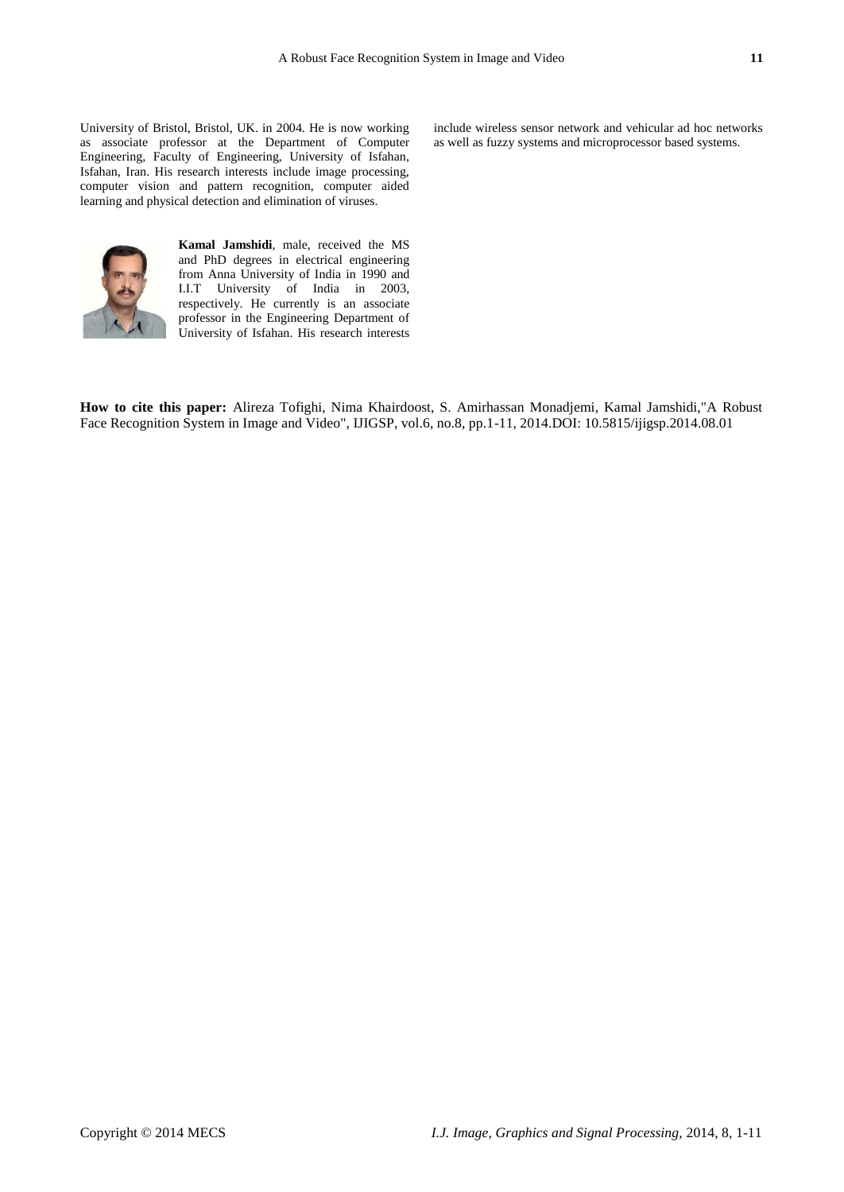University of Bristol, Bristol, UK. in 2004. He is now working as associate professor at the Department of Computer Engineering, Faculty of Engineering, University of Isfahan, Isfahan, Iran. His research interests include image processing, computer vision and pattern recognition, computer aided learning and physical detection and elimination of viruses.

**Kamal Jamshidi**, male, received the MS and PhD degrees in electrical engineering from Anna University of India in 1990 and I.I.T University of India in 2003, respectively. He currently is an associate professor in the Engineering Department of University of Isfahan. His research interests include wireless sensor network and vehicular ad hoc networks as well as fuzzy systems and microprocessor based systems.

**How to cite this paper:** Alireza Tofighi, Nima Khairdoost, S. Amirhassan Monadjemi, Kamal Jamshidi,"A Robust Face Recognition System in Image and Video", IJIGSP, vol.6, no.8, pp.1-11, 2014.DOI: 10.5815/ijigsp.2014.08.01